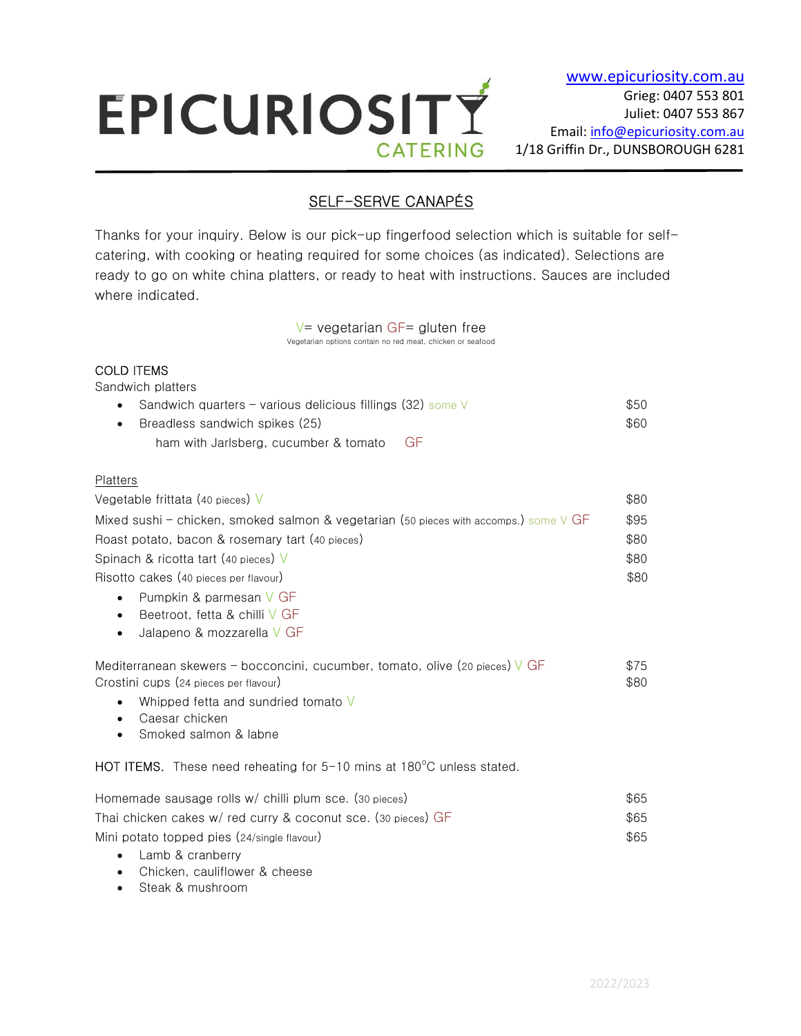# EPICURIOSITY CATERING

www.epicuriosity.com.au
Grieg: 0407 553 801
Juliet: 0407 553 867
Email: info@epicuriosity.com.au
1/18 Griffin Dr., DUNSBOROUGH 6281

## SELF-SERVE CANAPÉS

Thanks for your inquiry. Below is our pick-up fingerfood selection which is suitable for self-catering, with cooking or heating required for some choices (as indicated). Selections are ready to go on white china platters, or ready to heat with instructions. Sauces are included where indicated.

V= vegetarian GF= gluten free
Vegetarian options contain no red meat, chicken or seafood

### COLD ITEMS

Sandwich platters

- Sandwich quarters – various delicious fillings (32) some V — $50
- Breadless sandwich spikes (25) — $60
  ham with Jarlsberg, cucumber & tomato GF

Platters

Vegetable frittata (40 pieces) V — $80

Mixed sushi – chicken, smoked salmon & vegetarian (50 pieces with accomps.) some V GF — $95

Roast potato, bacon & rosemary tart (40 pieces) — $80

Spinach & ricotta tart (40 pieces) V — $80

Risotto cakes (40 pieces per flavour) — $80

- Pumpkin & parmesan V GF
- Beetroot, fetta & chilli V GF
- Jalapeno & mozzarella V GF

Mediterranean skewers – bocconcini, cucumber, tomato, olive (20 pieces) V GF — $75

Crostini cups (24 pieces per flavour) — $80

- Whipped fetta and sundried tomato V
- Caesar chicken
- Smoked salmon & labne

### HOT ITEMS. These need reheating for 5-10 mins at 180°C unless stated.

Homemade sausage rolls w/ chilli plum sce. (30 pieces) — $65

Thai chicken cakes w/ red curry & coconut sce. (30 pieces) GF — $65

Mini potato topped pies (24/single flavour) — $65

- Lamb & cranberry
- Chicken, cauliflower & cheese
- Steak & mushroom

2022/2023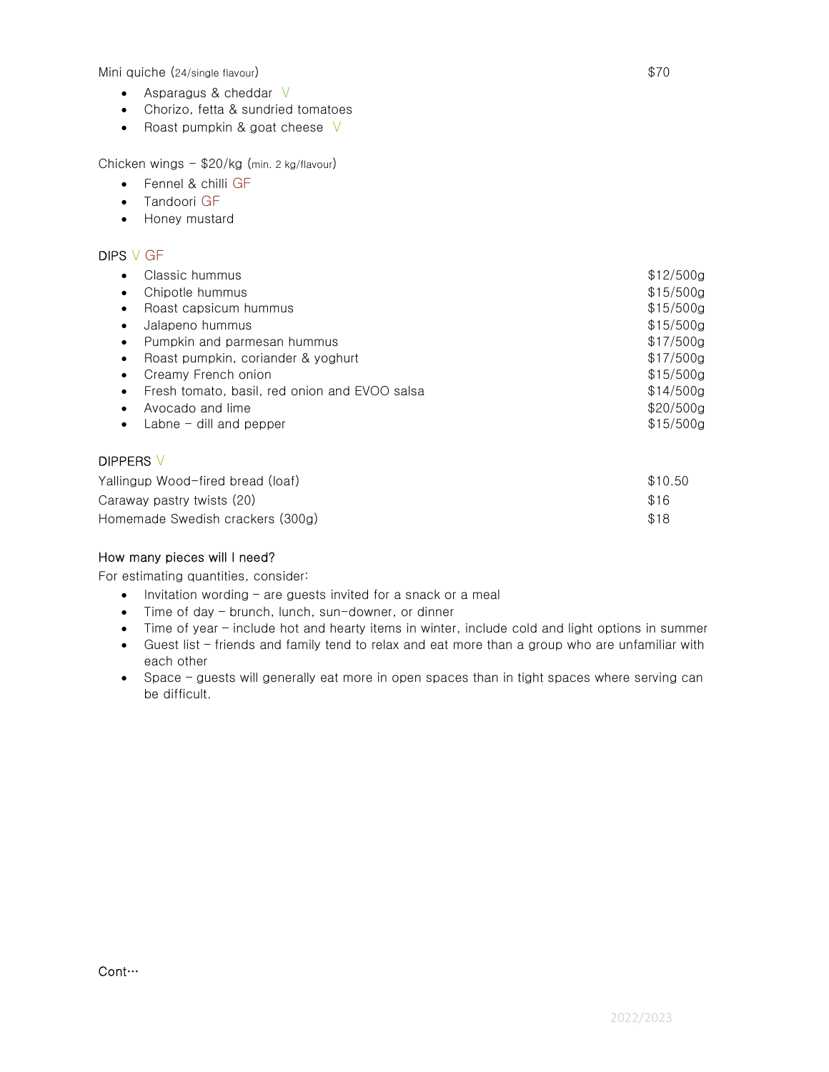Mini quiche (24/single flavour) $70

- Asparagus & cheddar V
- Chorizo, fetta & sundried tomatoes
- Roast pumpkin & goat cheese V

Chicken wings – $20/kg (min. 2 kg/flavour)

- Fennel & chilli GF
- Tandoori GF
- Honey mustard

DIPS V GF

| Dip | Price |
| --- | --- |
| Classic hummus | $12/500g |
| Chipotle hummus | $15/500g |
| Roast capsicum hummus | $15/500g |
| Jalapeno hummus | $15/500g |
| Pumpkin and parmesan hummus | $17/500g |
| Roast pumpkin, coriander & yoghurt | $17/500g |
| Creamy French onion | $15/500g |
| Fresh tomato, basil, red onion and EVOO salsa | $14/500g |
| Avocado and lime | $20/500g |
| Labne – dill and pepper | $15/500g |

DIPPERS V

| Dipper | Price |
| --- | --- |
| Yallingup Wood-fired bread (loaf) | $10.50 |
| Caraway pastry twists (20) | $16 |
| Homemade Swedish crackers (300g) | $18 |

How many pieces will I need?

For estimating quantities, consider:

- Invitation wording – are guests invited for a snack or a meal
- Time of day – brunch, lunch, sun-downer, or dinner
- Time of year – include hot and hearty items in winter, include cold and light options in summer
- Guest list – friends and family tend to relax and eat more than a group who are unfamiliar with each other
- Space – guests will generally eat more in open spaces than in tight spaces where serving can be difficult.

Cont…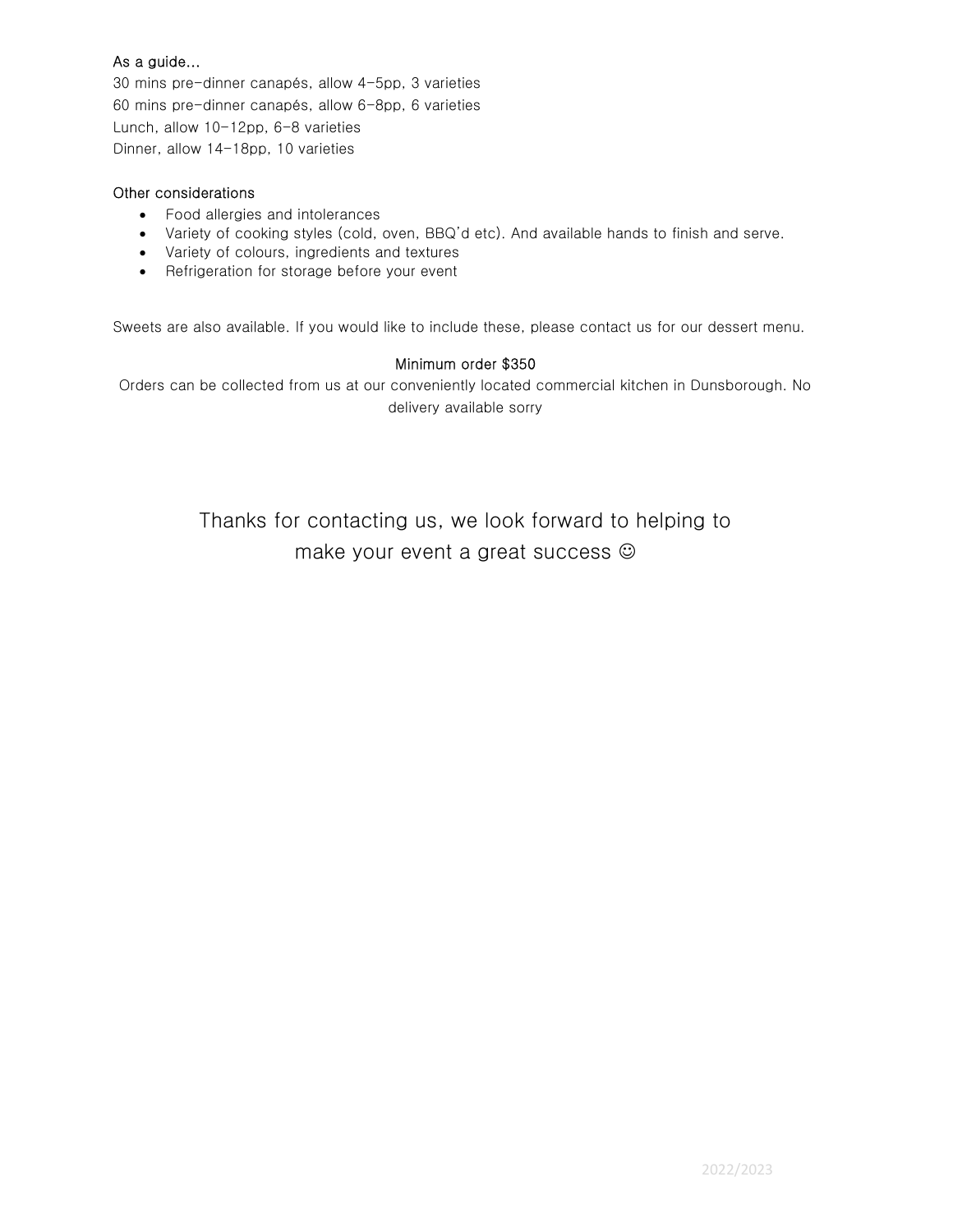As a guide…

30 mins pre-dinner canapés, allow 4-5pp, 3 varieties
60 mins pre-dinner canapés, allow 6-8pp, 6 varieties
Lunch, allow 10-12pp, 6-8 varieties
Dinner, allow 14-18pp, 10 varieties

Other considerations

- Food allergies and intolerances
- Variety of cooking styles (cold, oven, BBQ'd etc). And available hands to finish and serve.
- Variety of colours, ingredients and textures
- Refrigeration for storage before your event

Sweets are also available. If you would like to include these, please contact us for our dessert menu.

Minimum order $350

Orders can be collected from us at our conveniently located commercial kitchen in Dunsborough. No delivery available sorry

Thanks for contacting us, we look forward to helping to make your event a great success ☺